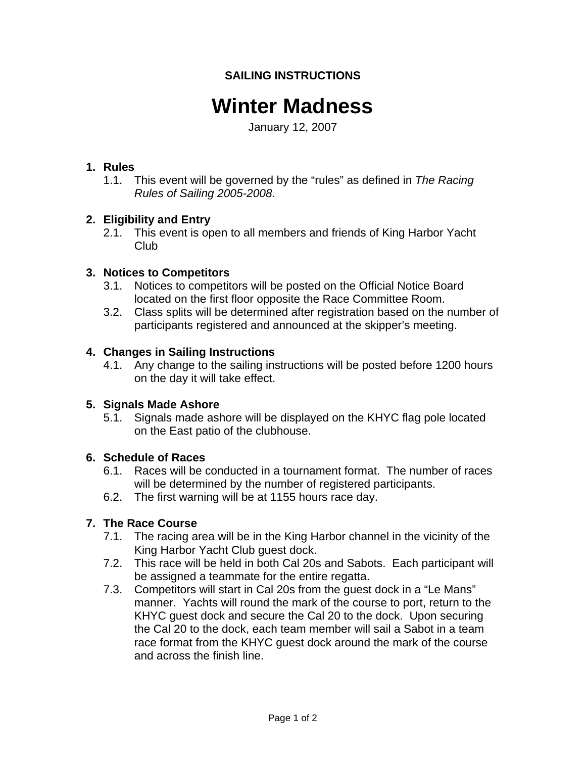**SAILING INSTRUCTIONS**

# Winter Madness

January 12, 2007

**1. Rules**

1.1. This event will be governed by the “rules” as defined in *The Racing Rules of Sailing 2005-2008*.

**2. Eligibility and Entry**

2.1. This event is open to all members and friends of King Harbor Yacht Club

**3. Notices to Competitors**

3.1. Notices to competitors will be posted on the Official Notice Board located on the first floor opposite the Race Committee Room.

3.2. Class splits will be determined after registration based on the number of participants registered and announced at the skipper’s meeting.

**4. Changes in Sailing Instructions**

4.1. Any change to the sailing instructions will be posted before 1200 hours on the day it will take effect.

**5. Signals Made Ashore**

5.1. Signals made ashore will be displayed on the KHYC flag pole located on the East patio of the clubhouse.

**6. Schedule of Races**

6.1. Races will be conducted in a tournament format. The number of races will be determined by the number of registered participants.

6.2. The first warning will be at 1155 hours race day.

**7. The Race Course**

7.1. The racing area will be in the King Harbor channel in the vicinity of the King Harbor Yacht Club guest dock.

7.2. This race will be held in both Cal 20s and Sabots. Each participant will be assigned a teammate for the entire regatta.

7.3. Competitors will start in Cal 20s from the guest dock in a “Le Mans” manner. Yachts will round the mark of the course to port, return to the KHYC guest dock and secure the Cal 20 to the dock. Upon securing the Cal 20 to the dock, each team member will sail a Sabot in a team race format from the KHYC guest dock around the mark of the course and across the finish line.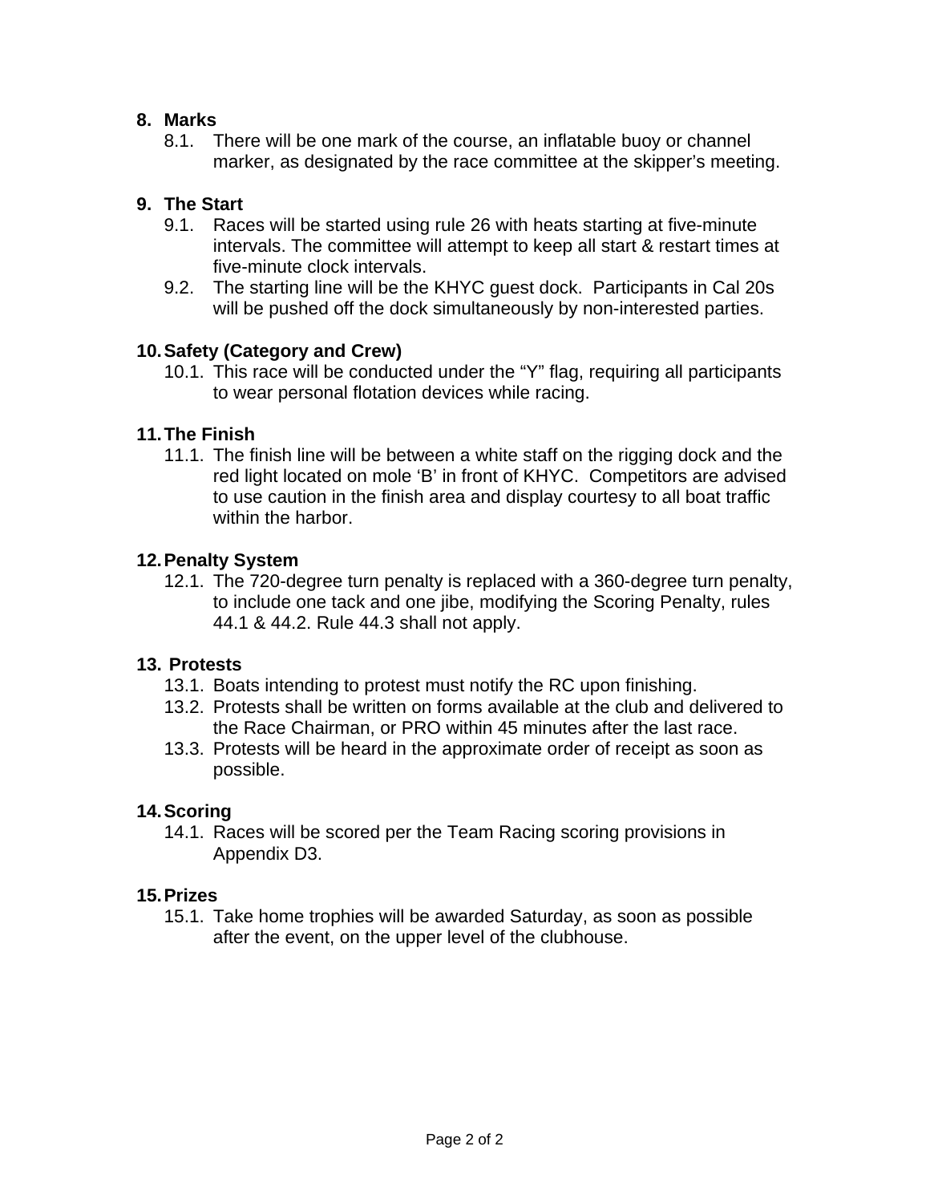## 8. Marks

8.1. There will be one mark of the course, an inflatable buoy or channel marker, as designated by the race committee at the skipper's meeting.

## 9. The Start

9.1. Races will be started using rule 26 with heats starting at five-minute intervals. The committee will attempt to keep all start & restart times at five-minute clock intervals.

9.2. The starting line will be the KHYC guest dock. Participants in Cal 20s will be pushed off the dock simultaneously by non-interested parties.

## 10. Safety (Category and Crew)

10.1. This race will be conducted under the "Y" flag, requiring all participants to wear personal flotation devices while racing.

## 11. The Finish

11.1. The finish line will be between a white staff on the rigging dock and the red light located on mole 'B' in front of KHYC. Competitors are advised to use caution in the finish area and display courtesy to all boat traffic within the harbor.

## 12. Penalty System

12.1. The 720-degree turn penalty is replaced with a 360-degree turn penalty, to include one tack and one jibe, modifying the Scoring Penalty, rules 44.1 & 44.2. Rule 44.3 shall not apply.

## 13. Protests

13.1. Boats intending to protest must notify the RC upon finishing.

13.2. Protests shall be written on forms available at the club and delivered to the Race Chairman, or PRO within 45 minutes after the last race.

13.3. Protests will be heard in the approximate order of receipt as soon as possible.

## 14. Scoring

14.1. Races will be scored per the Team Racing scoring provisions in Appendix D3.

## 15. Prizes

15.1. Take home trophies will be awarded Saturday, as soon as possible after the event, on the upper level of the clubhouse.